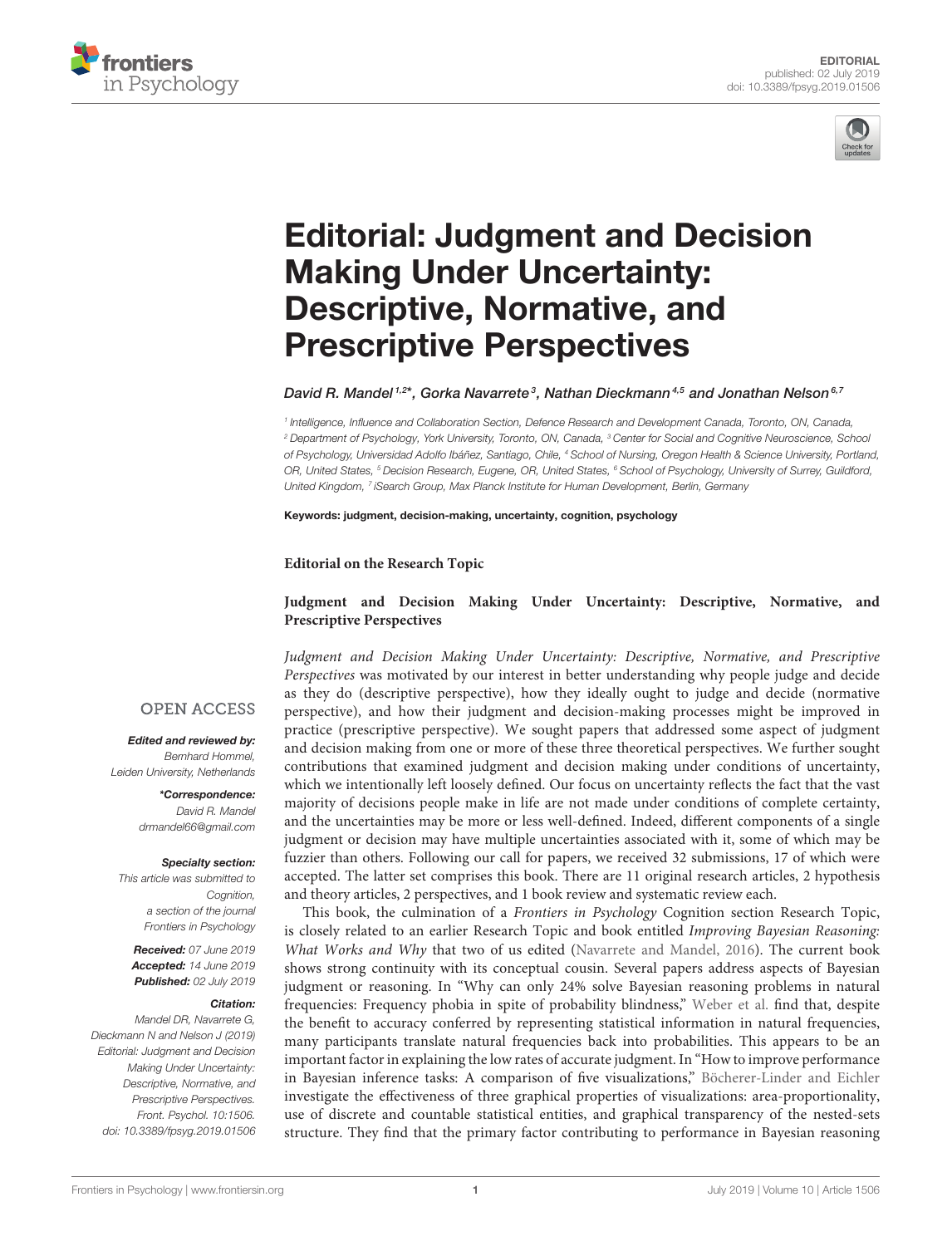EDITORIAL

published: 02 July 2019

doi: 10.3389/fpsyg.2019.01506

# Editorial: Judgment and Decision Making Under Uncertainty: Descriptive, Normative, and Prescriptive Perspectives

David R. Mandel[1,2]*, Gorka Navarrete[3], Nathan Dieckmann[4,5] and Jonathan Nelson[6,7]

[1] Intelligence, Influence and Collaboration Section, Defence Research and Development Canada, Toronto, ON, Canada, [2] Department of Psychology, York University, Toronto, ON, Canada, [3] Center for Social and Cognitive Neuroscience, School of Psychology, Universidad Adolfo Ibáñez, Santiago, Chile, [4] School of Nursing, Oregon Health & Science University, Portland, OR, United States, [5] Decision Research, Eugene, OR, United States, [6] School of Psychology, University of Surrey, Guildford, United Kingdom, [7] iSearch Group, Max Planck Institute for Human Development, Berlin, Germany

**Keywords:** judgment, decision-making, uncertainty, cognition, psychology

OPEN ACCESS

***Edited and reviewed by:***
Bernhard Hommel, Leiden University, Netherlands

***\*Correspondence:***
David R. Mandel
drmandel66@gmail.com

***Specialty section:***
This article was submitted to Cognition, a section of the journal Frontiers in Psychology

***Received:*** 07 June 2019
***Accepted:*** 14 June 2019
***Published:*** 02 July 2019

***Citation:***
Mandel DR, Navarrete G, Dieckmann N and Nelson J (2019) Editorial: Judgment and Decision Making Under Uncertainty: Descriptive, Normative, and Prescriptive Perspectives. Front. Psychol. 10:1506. doi: 10.3389/fpsyg.2019.01506

**Editorial on the Research Topic**

**Judgment and Decision Making Under Uncertainty: Descriptive, Normative, and Prescriptive Perspectives**

*Judgment and Decision Making Under Uncertainty: Descriptive, Normative, and Prescriptive Perspectives* was motivated by our interest in better understanding why people judge and decide as they do (descriptive perspective), how they ideally ought to judge and decide (normative perspective), and how their judgment and decision-making processes might be improved in practice (prescriptive perspective). We sought papers that addressed some aspect of judgment and decision making from one or more of these three theoretical perspectives. We further sought contributions that examined judgment and decision making under conditions of uncertainty, which we intentionally left loosely defined. Our focus on uncertainty reflects the fact that the vast majority of decisions people make in life are not made under conditions of complete certainty, and the uncertainties may be more or less well-defined. Indeed, different components of a single judgment or decision may have multiple uncertainties associated with it, some of which may be fuzzier than others. Following our call for papers, we received 32 submissions, 17 of which were accepted. The latter set comprises this book. There are 11 original research articles, 2 hypothesis and theory articles, 2 perspectives, and 1 book review and systematic review each.

This book, the culmination of a *Frontiers in Psychology* Cognition section Research Topic, is closely related to an earlier Research Topic and book entitled *Improving Bayesian Reasoning: What Works and Why* that two of us edited (Navarrete and Mandel, 2016). The current book shows strong continuity with its conceptual cousin. Several papers address aspects of Bayesian judgment or reasoning. In "Why can only 24% solve Bayesian reasoning problems in natural frequencies: Frequency phobia in spite of probability blindness," Weber et al. find that, despite the benefit to accuracy conferred by representing statistical information in natural frequencies, many participants translate natural frequencies back into probabilities. This appears to be an important factor in explaining the low rates of accurate judgment. In "How to improve performance in Bayesian inference tasks: A comparison of five visualizations," Böcherer-Linder and Eichler investigate the effectiveness of three graphical properties of visualizations: area-proportionality, use of discrete and countable statistical entities, and graphical transparency of the nested-sets structure. They find that the primary factor contributing to performance in Bayesian reasoning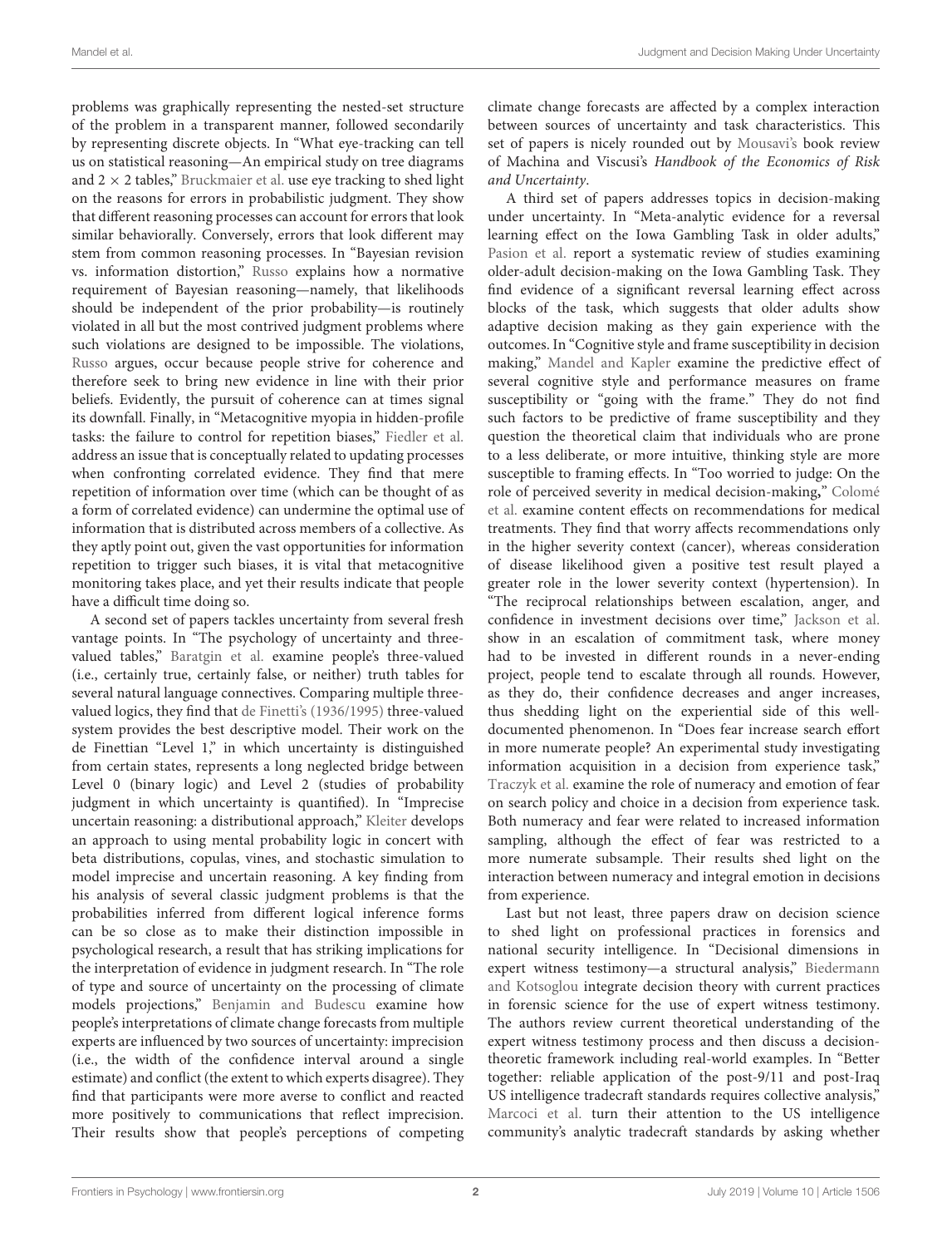problems was graphically representing the nested-set structure of the problem in a transparent manner, followed secondarily by representing discrete objects. In "What eye-tracking can tell us on statistical reasoning—An empirical study on tree diagrams and 2 × 2 tables," Bruckmaier et al. use eye tracking to shed light on the reasons for errors in probabilistic judgment. They show that different reasoning processes can account for errors that look similar behaviorally. Conversely, errors that look different may stem from common reasoning processes. In "Bayesian revision vs. information distortion," Russo explains how a normative requirement of Bayesian reasoning—namely, that likelihoods should be independent of the prior probability—is routinely violated in all but the most contrived judgment problems where such violations are designed to be impossible. The violations, Russo argues, occur because people strive for coherence and therefore seek to bring new evidence in line with their prior beliefs. Evidently, the pursuit of coherence can at times signal its downfall. Finally, in "Metacognitive myopia in hidden-profile tasks: the failure to control for repetition biases," Fiedler et al. address an issue that is conceptually related to updating processes when confronting correlated evidence. They find that mere repetition of information over time (which can be thought of as a form of correlated evidence) can undermine the optimal use of information that is distributed across members of a collective. As they aptly point out, given the vast opportunities for information repetition to trigger such biases, it is vital that metacognitive monitoring takes place, and yet their results indicate that people have a difficult time doing so.

A second set of papers tackles uncertainty from several fresh vantage points. In "The psychology of uncertainty and three-valued tables," Baratgin et al. examine people's three-valued (i.e., certainly true, certainly false, or neither) truth tables for several natural language connectives. Comparing multiple three-valued logics, they find that de Finetti's (1936/1995) three-valued system provides the best descriptive model. Their work on the de Finettian "Level 1," in which uncertainty is distinguished from certain states, represents a long neglected bridge between Level 0 (binary logic) and Level 2 (studies of probability judgment in which uncertainty is quantified). In "Imprecise uncertain reasoning: a distributional approach," Kleiter develops an approach to using mental probability logic in concert with beta distributions, copulas, vines, and stochastic simulation to model imprecise and uncertain reasoning. A key finding from his analysis of several classic judgment problems is that the probabilities inferred from different logical inference forms can be so close as to make their distinction impossible in psychological research, a result that has striking implications for the interpretation of evidence in judgment research. In "The role of type and source of uncertainty on the processing of climate models projections," Benjamin and Budescu examine how people's interpretations of climate change forecasts from multiple experts are influenced by two sources of uncertainty: imprecision (i.e., the width of the confidence interval around a single estimate) and conflict (the extent to which experts disagree). They find that participants were more averse to conflict and reacted more positively to communications that reflect imprecision. Their results show that people's perceptions of competing climate change forecasts are affected by a complex interaction between sources of uncertainty and task characteristics. This set of papers is nicely rounded out by Mousavi's book review of Machina and Viscusi's *Handbook of the Economics of Risk and Uncertainty*.

A third set of papers addresses topics in decision-making under uncertainty. In "Meta-analytic evidence for a reversal learning effect on the Iowa Gambling Task in older adults," Pasion et al. report a systematic review of studies examining older-adult decision-making on the Iowa Gambling Task. They find evidence of a significant reversal learning effect across blocks of the task, which suggests that older adults show adaptive decision making as they gain experience with the outcomes. In "Cognitive style and frame susceptibility in decision making," Mandel and Kapler examine the predictive effect of several cognitive style and performance measures on frame susceptibility or "going with the frame." They do not find such factors to be predictive of frame susceptibility and they question the theoretical claim that individuals who are prone to a less deliberate, or more intuitive, thinking style are more susceptible to framing effects. In "Too worried to judge: On the role of perceived severity in medical decision-making," Colomé et al. examine content effects on recommendations for medical treatments. They find that worry affects recommendations only in the higher severity context (cancer), whereas consideration of disease likelihood given a positive test result played a greater role in the lower severity context (hypertension). In "The reciprocal relationships between escalation, anger, and confidence in investment decisions over time," Jackson et al. show in an escalation of commitment task, where money had to be invested in different rounds in a never-ending project, people tend to escalate through all rounds. However, as they do, their confidence decreases and anger increases, thus shedding light on the experiential side of this well-documented phenomenon. In "Does fear increase search effort in more numerate people? An experimental study investigating information acquisition in a decision from experience task," Traczyk et al. examine the role of numeracy and emotion of fear on search policy and choice in a decision from experience task. Both numeracy and fear were related to increased information sampling, although the effect of fear was restricted to a more numerate subsample. Their results shed light on the interaction between numeracy and integral emotion in decisions from experience.

Last but not least, three papers draw on decision science to shed light on professional practices in forensics and national security intelligence. In "Decisional dimensions in expert witness testimony—a structural analysis," Biedermann and Kotsoglou integrate decision theory with current practices in forensic science for the use of expert witness testimony. The authors review current theoretical understanding of the expert witness testimony process and then discuss a decision-theoretic framework including real-world examples. In "Better together: reliable application of the post-9/11 and post-Iraq US intelligence tradecraft standards requires collective analysis," Marcoci et al. turn their attention to the US intelligence community's analytic tradecraft standards by asking whether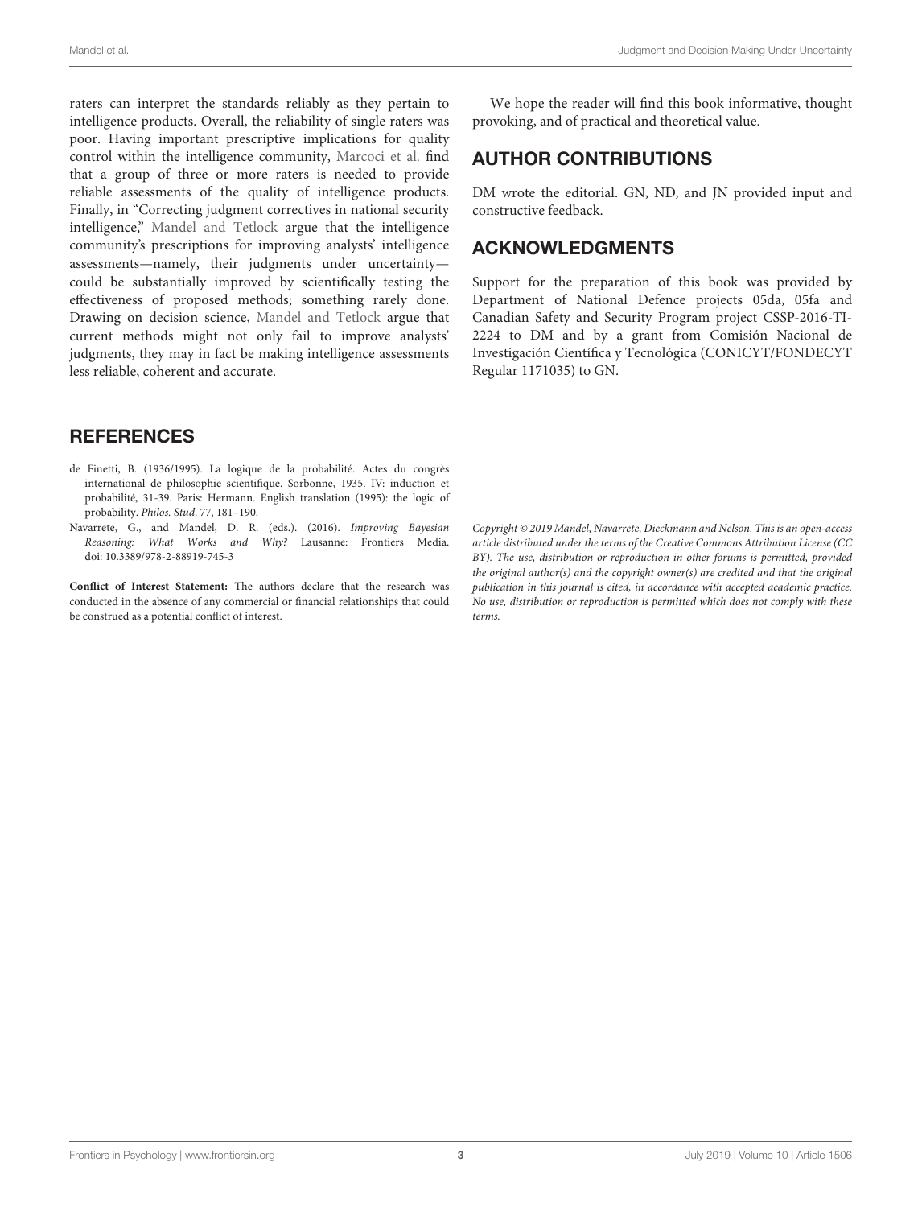raters can interpret the standards reliably as they pertain to intelligence products. Overall, the reliability of single raters was poor. Having important prescriptive implications for quality control within the intelligence community, Marcoci et al. find that a group of three or more raters is needed to provide reliable assessments of the quality of intelligence products. Finally, in "Correcting judgment correctives in national security intelligence," Mandel and Tetlock argue that the intelligence community's prescriptions for improving analysts' intelligence assessments—namely, their judgments under uncertainty—could be substantially improved by scientifically testing the effectiveness of proposed methods; something rarely done. Drawing on decision science, Mandel and Tetlock argue that current methods might not only fail to improve analysts' judgments, they may in fact be making intelligence assessments less reliable, coherent and accurate.

We hope the reader will find this book informative, thought provoking, and of practical and theoretical value.

## AUTHOR CONTRIBUTIONS

DM wrote the editorial. GN, ND, and JN provided input and constructive feedback.

## ACKNOWLEDGMENTS

Support for the preparation of this book was provided by Department of National Defence projects 05da, 05fa and Canadian Safety and Security Program project CSSP-2016-TI-2224 to DM and by a grant from Comisión Nacional de Investigación Científica y Tecnológica (CONICYT/FONDECYT Regular 1171035) to GN.

## REFERENCES

de Finetti, B. (1936/1995). La logique de la probabilité. Actes du congrès international de philosophie scientifique. Sorbonne, 1935. IV: induction et probabilité, 31-39. Paris: Hermann. English translation (1995): the logic of probability. *Philos. Stud.* 77, 181–190.

Navarrete, G., and Mandel, D. R. (eds.). (2016). *Improving Bayesian Reasoning: What Works and Why?* Lausanne: Frontiers Media. doi: 10.3389/978-2-88919-745-3

**Conflict of Interest Statement:** The authors declare that the research was conducted in the absence of any commercial or financial relationships that could be construed as a potential conflict of interest.

*Copyright © 2019 Mandel, Navarrete, Dieckmann and Nelson. This is an open-access article distributed under the terms of the Creative Commons Attribution License (CC BY). The use, distribution or reproduction in other forums is permitted, provided the original author(s) and the copyright owner(s) are credited and that the original publication in this journal is cited, in accordance with accepted academic practice. No use, distribution or reproduction is permitted which does not comply with these terms.*